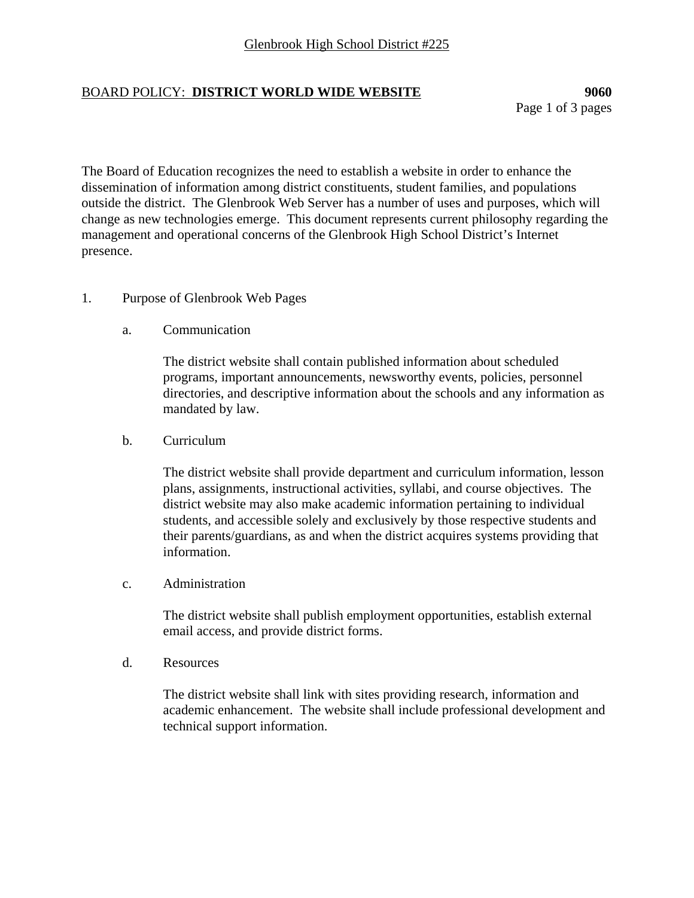Glenbrook High School District #225

## BOARD POLICY: **DISTRICT WORLD WIDE WEBSITE** **9060**

The Board of Education recognizes the need to establish a website in order to enhance the dissemination of information among district constituents, student families, and populations outside the district. The Glenbrook Web Server has a number of uses and purposes, which will change as new technologies emerge. This document represents current philosophy regarding the management and operational concerns of the Glenbrook High School District's Internet presence.

1. Purpose of Glenbrook Web Pages

   a. Communication

      The district website shall contain published information about scheduled programs, important announcements, newsworthy events, policies, personnel directories, and descriptive information about the schools and any information as mandated by law.

   b. Curriculum

      The district website shall provide department and curriculum information, lesson plans, assignments, instructional activities, syllabi, and course objectives. The district website may also make academic information pertaining to individual students, and accessible solely and exclusively by those respective students and their parents/guardians, as and when the district acquires systems providing that information.

   c. Administration

      The district website shall publish employment opportunities, establish external email access, and provide district forms.

   d. Resources

      The district website shall link with sites providing research, information and academic enhancement. The website shall include professional development and technical support information.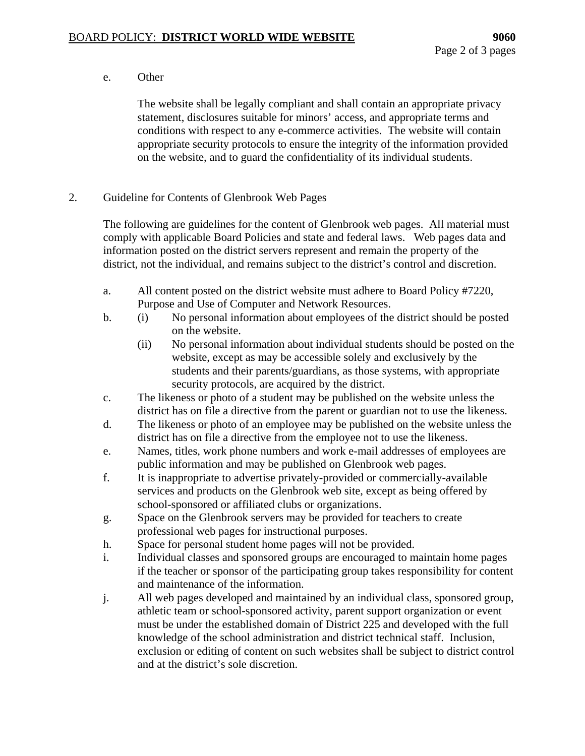e. Other

The website shall be legally compliant and shall contain an appropriate privacy statement, disclosures suitable for minors' access, and appropriate terms and conditions with respect to any e-commerce activities. The website will contain appropriate security protocols to ensure the integrity of the information provided on the website, and to guard the confidentiality of its individual students.

2. Guideline for Contents of Glenbrook Web Pages

The following are guidelines for the content of Glenbrook web pages. All material must comply with applicable Board Policies and state and federal laws. Web pages data and information posted on the district servers represent and remain the property of the district, not the individual, and remains subject to the district's control and discretion.

a. All content posted on the district website must adhere to Board Policy #7220, Purpose and Use of Computer and Network Resources.

b. (i) No personal information about employees of the district should be posted on the website.

   (ii) No personal information about individual students should be posted on the website, except as may be accessible solely and exclusively by the students and their parents/guardians, as those systems, with appropriate security protocols, are acquired by the district.

c. The likeness or photo of a student may be published on the website unless the district has on file a directive from the parent or guardian not to use the likeness.

d. The likeness or photo of an employee may be published on the website unless the district has on file a directive from the employee not to use the likeness.

e. Names, titles, work phone numbers and work e-mail addresses of employees are public information and may be published on Glenbrook web pages.

f. It is inappropriate to advertise privately-provided or commercially-available services and products on the Glenbrook web site, except as being offered by school-sponsored or affiliated clubs or organizations.

g. Space on the Glenbrook servers may be provided for teachers to create professional web pages for instructional purposes.

h. Space for personal student home pages will not be provided.

i. Individual classes and sponsored groups are encouraged to maintain home pages if the teacher or sponsor of the participating group takes responsibility for content and maintenance of the information.

j. All web pages developed and maintained by an individual class, sponsored group, athletic team or school-sponsored activity, parent support organization or event must be under the established domain of District 225 and developed with the full knowledge of the school administration and district technical staff. Inclusion, exclusion or editing of content on such websites shall be subject to district control and at the district's sole discretion.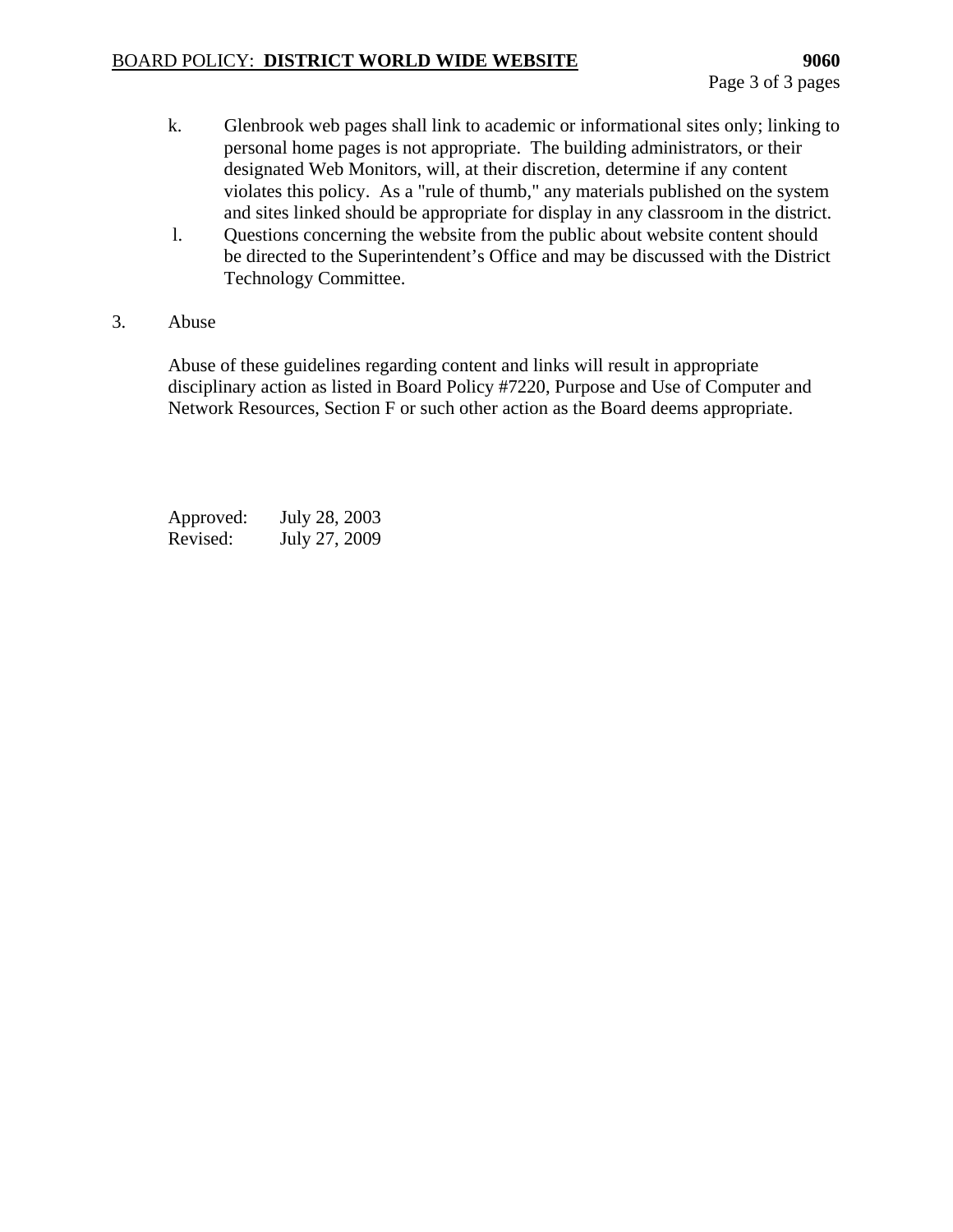k. Glenbrook web pages shall link to academic or informational sites only; linking to personal home pages is not appropriate. The building administrators, or their designated Web Monitors, will, at their discretion, determine if any content violates this policy. As a "rule of thumb," any materials published on the system and sites linked should be appropriate for display in any classroom in the district.

l. Questions concerning the website from the public about website content should be directed to the Superintendent's Office and may be discussed with the District Technology Committee.

3. Abuse

Abuse of these guidelines regarding content and links will result in appropriate disciplinary action as listed in Board Policy #7220, Purpose and Use of Computer and Network Resources, Section F or such other action as the Board deems appropriate.

Approved: July 28, 2003
Revised: July 27, 2009